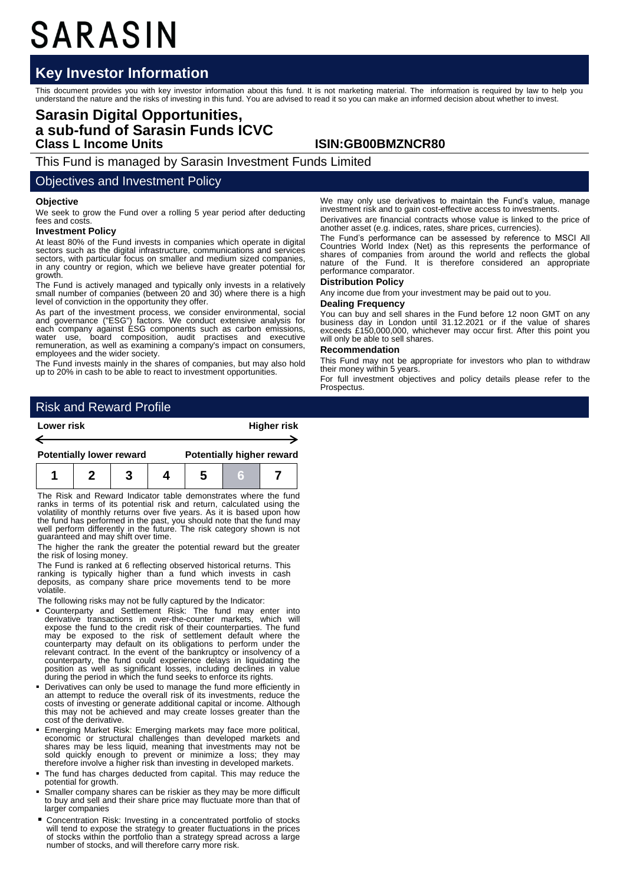# SARASIN

## Key Investor Information

This document provides you with key investor information about this fund. It is not marketing material. The information is required by law to help you understand the nature and the risks of investing in this fund. You are advised to read it so you can make an informed decision about whether to invest.

# Sarasin Digital Opportunities, a sub-fund of Sarasin Funds ICVC

**Class L Income Units** **ISIN:GB00BMZNCR80**

This Fund is managed by Sarasin Investment Funds Limited

## Objectives and Investment Policy

### Objective

We seek to grow the Fund over a rolling 5 year period after deducting fees and costs.

### Investment Policy

At least 80% of the Fund invests in companies which operate in digital sectors such as the digital infrastructure, communications and services sectors, with particular focus on smaller and medium sized companies, in any country or region, which we believe have greater potential for growth.

The Fund is actively managed and typically only invests in a relatively small number of companies (between 20 and 30) where there is a high level of conviction in the opportunity they offer.

As part of the investment process, we consider environmental, social and governance ("ESG") factors. We conduct extensive analysis for each company against ESG components such as carbon emissions, water use, board composition, audit practises and executive remuneration, as well as examining a company's impact on consumers, employees and the wider society.

The Fund invests mainly in the shares of companies, but may also hold up to 20% in cash to be able to react to investment opportunities.

We may only use derivatives to maintain the Fund's value, manage investment risk and to gain cost-effective access to investments.

Derivatives are financial contracts whose value is linked to the price of another asset (e.g. indices, rates, share prices, currencies).

The Fund's performance can be assessed by reference to MSCI All Countries World Index (Net) as this represents the performance of shares of companies from around the world and reflects the global nature of the Fund. It is therefore considered an appropriate performance comparator.

### Distribution Policy

Any income due from your investment may be paid out to you.

### Dealing Frequency

You can buy and sell shares in the Fund before 12 noon GMT on any business day in London until 31.12.2021 or if the value of shares exceeds £150,000,000, whichever may occur first. After this point you will only be able to sell shares.

### Recommendation

This Fund may not be appropriate for investors who plan to withdraw their money within 5 years.

For full investment objectives and policy details please refer to the Prospectus.

## Risk and Reward Profile

**Lower risk** ← → **Higher risk**

**Potentially lower reward** **Potentially higher reward**

| 1 | 2 | 3 | 4 | 5 | 6 | 7 |
|---|---|---|---|---|---|---|

The Risk and Reward Indicator table demonstrates where the fund ranks in terms of its potential risk and return, calculated using the volatility of monthly returns over five years. As it is based upon how the fund has performed in the past, you should note that the fund may well perform differently in the future. The risk category shown is not guaranteed and may shift over time.

The higher the rank the greater the potential reward but the greater the risk of losing money.

The Fund is ranked at 6 reflecting observed historical returns. This ranking is typically higher than a fund which invests in cash deposits, as company share price movements tend to be more volatile.

The following risks may not be fully captured by the Indicator:

- Counterparty and Settlement Risk: The fund may enter into derivative transactions in over-the-counter markets, which will expose the fund to the credit risk of their counterparties. The fund may be exposed to the risk of settlement default where the counterparty may default on its obligations to perform under the relevant contract. In the event of the bankruptcy or insolvency of a counterparty, the fund could experience delays in liquidating the position as well as significant losses, including declines in value during the period in which the fund seeks to enforce its rights.
- Derivatives can only be used to manage the fund more efficiently in an attempt to reduce the overall risk of its investments, reduce the costs of investing or generate additional capital or income. Although this may not be achieved and may create losses greater than the cost of the derivative.
- Emerging Market Risk: Emerging markets may face more political, economic or structural challenges than developed markets and shares may be less liquid, meaning that investments may not be sold quickly enough to prevent or minimize a loss; they may therefore involve a higher risk than investing in developed markets.
- The fund has charges deducted from capital. This may reduce the potential for growth.
- Smaller company shares can be riskier as they may be more difficult to buy and sell and their share price may fluctuate more than that of larger companies
- Concentration Risk: Investing in a concentrated portfolio of stocks will tend to expose the strategy to greater fluctuations in the prices of stocks within the portfolio than a strategy spread across a large number of stocks, and will therefore carry more risk.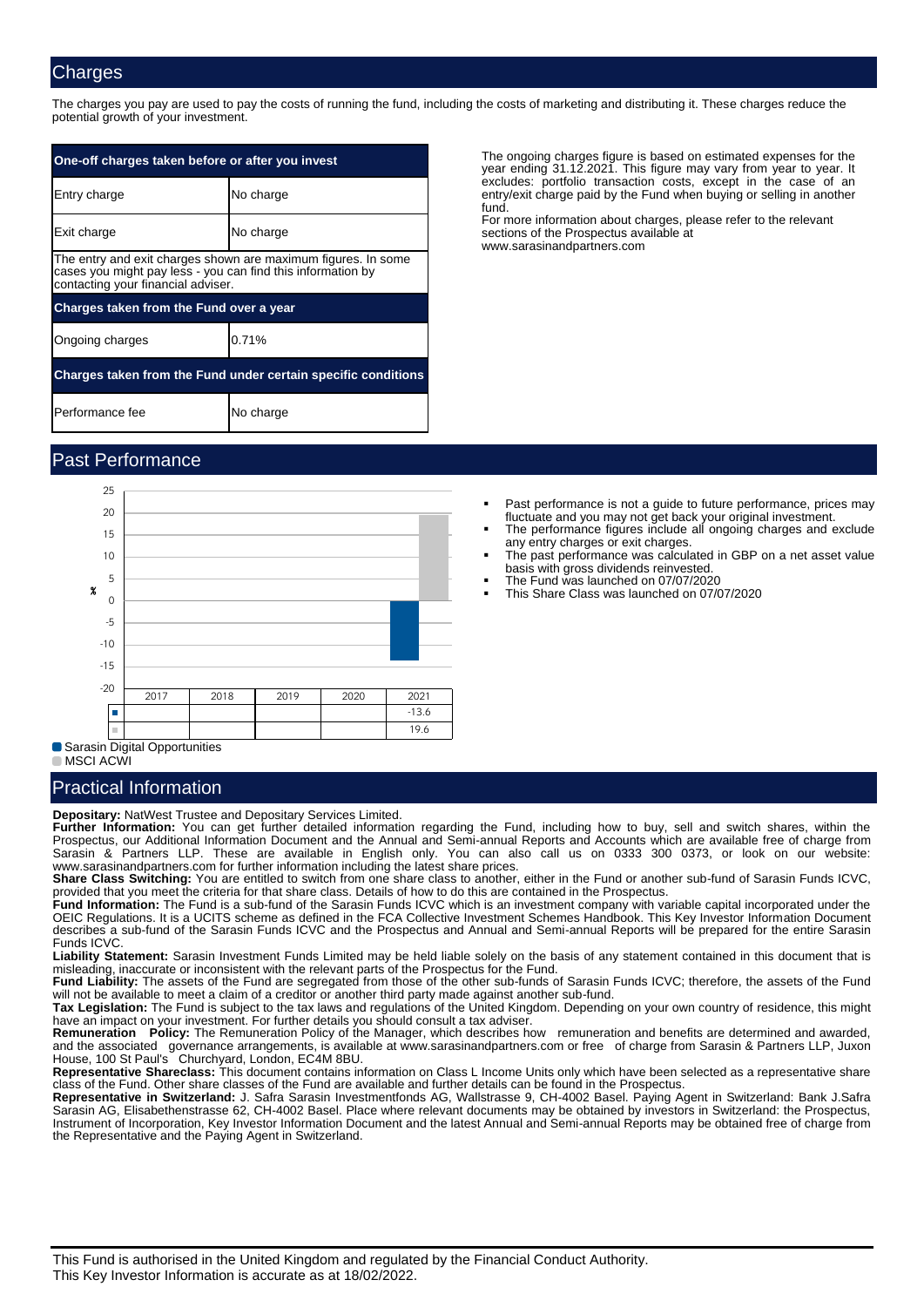## Charges

The charges you pay are used to pay the costs of running the fund, including the costs of marketing and distributing it. These charges reduce the potential growth of your investment.

| One-off charges taken before or after you invest | |
|---|---|
| Entry charge | No charge |
| Exit charge | No charge |
| The entry and exit charges shown are maximum figures. In some cases you might pay less - you can find this information by contacting your financial adviser. | |
| **Charges taken from the Fund over a year** | |
| Ongoing charges | 0.71% |
| **Charges taken from the Fund under certain specific conditions** | |
| Performance fee | No charge |

The ongoing charges figure is based on estimated expenses for the year ending 31.12.2021. This figure may vary from year to year. It excludes: portfolio transaction costs, except in the case of an entry/exit charge paid by the Fund when buying or selling in another fund.

For more information about charges, please refer to the relevant sections of the Prospectus available at www.sarasinandpartners.com

## Past Performance

25
20
15
10
5
%
0
-5
-10
-15
-20

2017 2018 2019 2020 2021
-13.6
19.6

Sarasin Digital Opportunities
MSCI ACWI

- Past performance is not a guide to future performance, prices may fluctuate and you may not get back your original investment.
- The performance figures include all ongoing charges and exclude any entry charges or exit charges.
- The past performance was calculated in GBP on a net asset value basis with gross dividends reinvested.
- The Fund was launched on 07/07/2020
- This Share Class was launched on 07/07/2020

## Practical Information

**Depositary:** NatWest Trustee and Depositary Services Limited.

**Further Information:** You can get further detailed information regarding the Fund, including how to buy, sell and switch shares, within the Prospectus, our Additional Information Document and the Annual and Semi-annual Reports and Accounts which are available free of charge from Sarasin & Partners LLP. These are available in English only. You can also call us on 0333 300 0373, or look on our website: www.sarasinandpartners.com for further information including the latest share prices.

**Share Class Switching:** You are entitled to switch from one share class to another, either in the Fund or another sub-fund of Sarasin Funds ICVC, provided that you meet the criteria for that share class. Details of how to do this are contained in the Prospectus.

**Fund Information:** The Fund is a sub-fund of the Sarasin Funds ICVC which is an investment company with variable capital incorporated under the OEIC Regulations. It is a UCITS scheme as defined in the FCA Collective Investment Schemes Handbook. This Key Investor Information Document describes a sub-fund of the Sarasin Funds ICVC and the Prospectus and Annual and Semi-annual Reports will be prepared for the entire Sarasin Funds ICVC.

**Liability Statement:** Sarasin Investment Funds Limited may be held liable solely on the basis of any statement contained in this document that is misleading, inaccurate or inconsistent with the relevant parts of the Prospectus for the Fund.

**Fund Liability:** The assets of the Fund are segregated from those of the other sub-funds of Sarasin Funds ICVC; therefore, the assets of the Fund will not be available to meet a claim of a creditor or another third party made against another sub-fund.

**Tax Legislation:** The Fund is subject to the tax laws and regulations of the United Kingdom. Depending on your own country of residence, this might have an impact on your investment. For further details you should consult a tax adviser.

**Remuneration Policy:** The Remuneration Policy of the Manager, which describes how remuneration and benefits are determined and awarded, and the associated governance arrangements, is available at www.sarasinandpartners.com or free of charge from Sarasin & Partners LLP, Juxon House, 100 St Paul's Churchyard, London, EC4M 8BU.

**Representative Shareclass:** This document contains information on Class L Income Units only which have been selected as a representative share class of the Fund. Other share classes of the Fund are available and further details can be found in the Prospectus.

**Representative in Switzerland:** J. Safra Sarasin Investmentfonds AG, Wallstrasse 9, CH-4002 Basel. Paying Agent in Switzerland: Bank J.Safra Sarasin AG, Elisabethenstrasse 62, CH-4002 Basel. Place where relevant documents may be obtained by investors in Switzerland: the Prospectus, Instrument of Incorporation, Key Investor Information Document and the latest Annual and Semi-annual Reports may be obtained free of charge from the Representative and the Paying Agent in Switzerland.

This Fund is authorised in the United Kingdom and regulated by the Financial Conduct Authority.
This Key Investor Information is accurate as at 18/02/2022.